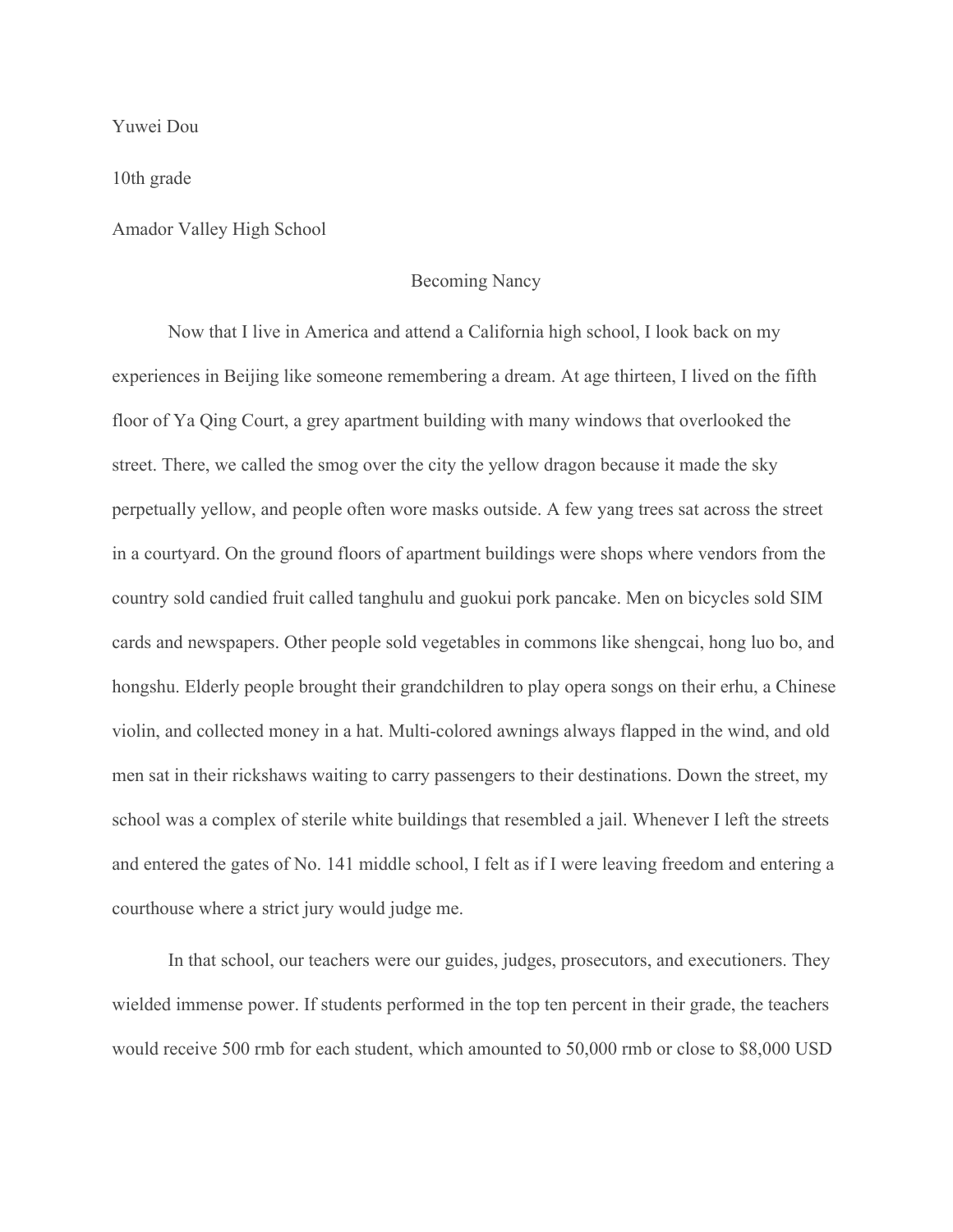Yuwei Dou

10th grade

Amador Valley High School

# Becoming Nancy

Now that I live in America and attend a California high school, I look back on my experiences in Beijing like someone remembering a dream. At age thirteen, I lived on the fifth floor of Ya Qing Court, a grey apartment building with many windows that overlooked the street. There, we called the smog over the city the yellow dragon because it made the sky perpetually yellow, and people often wore masks outside. A few yang trees sat across the street in a courtyard. On the ground floors of apartment buildings were shops where vendors from the country sold candied fruit called tanghulu and guokui pork pancake. Men on bicycles sold SIM cards and newspapers. Other people sold vegetables in commons like shengcai, hong luo bo, and hongshu. Elderly people brought their grandchildren to play opera songs on their erhu, a Chinese violin, and collected money in a hat. Multi-colored awnings always flapped in the wind, and old men sat in their rickshaws waiting to carry passengers to their destinations. Down the street, my school was a complex of sterile white buildings that resembled a jail. Whenever I left the streets and entered the gates of No. 141 middle school, I felt as if I were leaving freedom and entering a courthouse where a strict jury would judge me.

In that school, our teachers were our guides, judges, prosecutors, and executioners. They wielded immense power. If students performed in the top ten percent in their grade, the teachers would receive 500 rmb for each student, which amounted to 50,000 rmb or close to $8,000 USD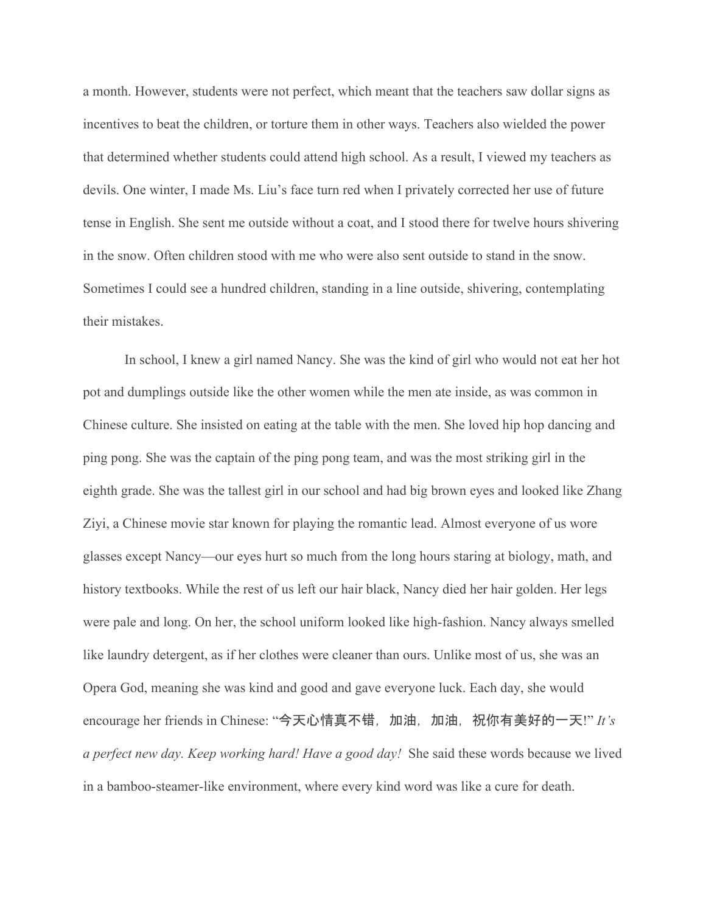a month. However, students were not perfect, which meant that the teachers saw dollar signs as incentives to beat the children, or torture them in other ways. Teachers also wielded the power that determined whether students could attend high school. As a result, I viewed my teachers as devils. One winter, I made Ms. Liu's face turn red when I privately corrected her use of future tense in English. She sent me outside without a coat, and I stood there for twelve hours shivering in the snow. Often children stood with me who were also sent outside to stand in the snow. Sometimes I could see a hundred children, standing in a line outside, shivering, contemplating their mistakes.

In school, I knew a girl named Nancy. She was the kind of girl who would not eat her hot pot and dumplings outside like the other women while the men ate inside, as was common in Chinese culture. She insisted on eating at the table with the men. She loved hip hop dancing and ping pong. She was the captain of the ping pong team, and was the most striking girl in the eighth grade. She was the tallest girl in our school and had big brown eyes and looked like Zhang Ziyi, a Chinese movie star known for playing the romantic lead. Almost everyone of us wore glasses except Nancy—our eyes hurt so much from the long hours staring at biology, math, and history textbooks. While the rest of us left our hair black, Nancy died her hair golden. Her legs were pale and long. On her, the school uniform looked like high-fashion. Nancy always smelled like laundry detergent, as if her clothes were cleaner than ours. Unlike most of us, she was an Opera God, meaning she was kind and good and gave everyone luck. Each day, she would encourage her friends in Chinese: "今天心情真不错，加油，加油，祝你有美好的一天!" *It's a perfect new day. Keep working hard! Have a good day!* She said these words because we lived in a bamboo-steamer-like environment, where every kind word was like a cure for death.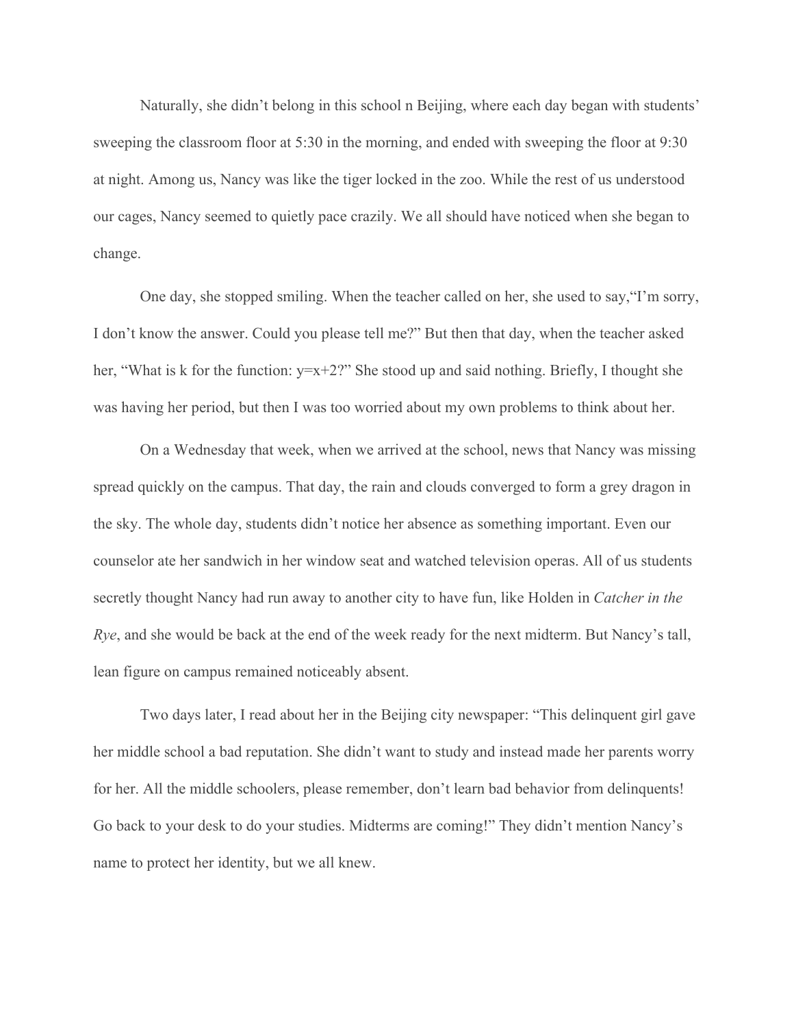Naturally, she didn't belong in this school n Beijing, where each day began with students' sweeping the classroom floor at 5:30 in the morning, and ended with sweeping the floor at 9:30 at night. Among us, Nancy was like the tiger locked in the zoo. While the rest of us understood our cages, Nancy seemed to quietly pace crazily. We all should have noticed when she began to change.

One day, she stopped smiling. When the teacher called on her, she used to say,"I'm sorry, I don't know the answer. Could you please tell me?" But then that day, when the teacher asked her, "What is k for the function: $y=x+2$?" She stood up and said nothing. Briefly, I thought she was having her period, but then I was too worried about my own problems to think about her.

On a Wednesday that week, when we arrived at the school, news that Nancy was missing spread quickly on the campus. That day, the rain and clouds converged to form a grey dragon in the sky. The whole day, students didn't notice her absence as something important. Even our counselor ate her sandwich in her window seat and watched television operas. All of us students secretly thought Nancy had run away to another city to have fun, like Holden in *Catcher in the Rye*, and she would be back at the end of the week ready for the next midterm. But Nancy's tall, lean figure on campus remained noticeably absent.

Two days later, I read about her in the Beijing city newspaper: "This delinquent girl gave her middle school a bad reputation. She didn't want to study and instead made her parents worry for her. All the middle schoolers, please remember, don't learn bad behavior from delinquents! Go back to your desk to do your studies. Midterms are coming!" They didn't mention Nancy's name to protect her identity, but we all knew.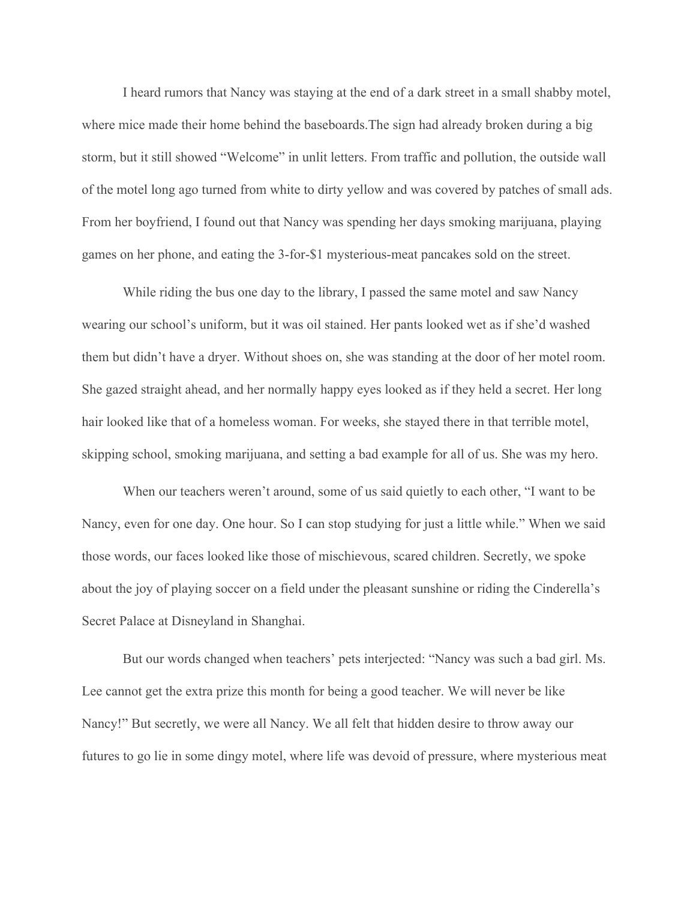I heard rumors that Nancy was staying at the end of a dark street in a small shabby motel, where mice made their home behind the baseboards.The sign had already broken during a big storm, but it still showed "Welcome" in unlit letters. From traffic and pollution, the outside wall of the motel long ago turned from white to dirty yellow and was covered by patches of small ads. From her boyfriend, I found out that Nancy was spending her days smoking marijuana, playing games on her phone, and eating the 3-for-$1 mysterious-meat pancakes sold on the street.

While riding the bus one day to the library, I passed the same motel and saw Nancy wearing our school's uniform, but it was oil stained. Her pants looked wet as if she'd washed them but didn't have a dryer. Without shoes on, she was standing at the door of her motel room. She gazed straight ahead, and her normally happy eyes looked as if they held a secret. Her long hair looked like that of a homeless woman. For weeks, she stayed there in that terrible motel, skipping school, smoking marijuana, and setting a bad example for all of us. She was my hero.

When our teachers weren't around, some of us said quietly to each other, "I want to be Nancy, even for one day. One hour. So I can stop studying for just a little while." When we said those words, our faces looked like those of mischievous, scared children. Secretly, we spoke about the joy of playing soccer on a field under the pleasant sunshine or riding the Cinderella's Secret Palace at Disneyland in Shanghai.

But our words changed when teachers' pets interjected: "Nancy was such a bad girl. Ms. Lee cannot get the extra prize this month for being a good teacher. We will never be like Nancy!" But secretly, we were all Nancy. We all felt that hidden desire to throw away our futures to go lie in some dingy motel, where life was devoid of pressure, where mysterious meat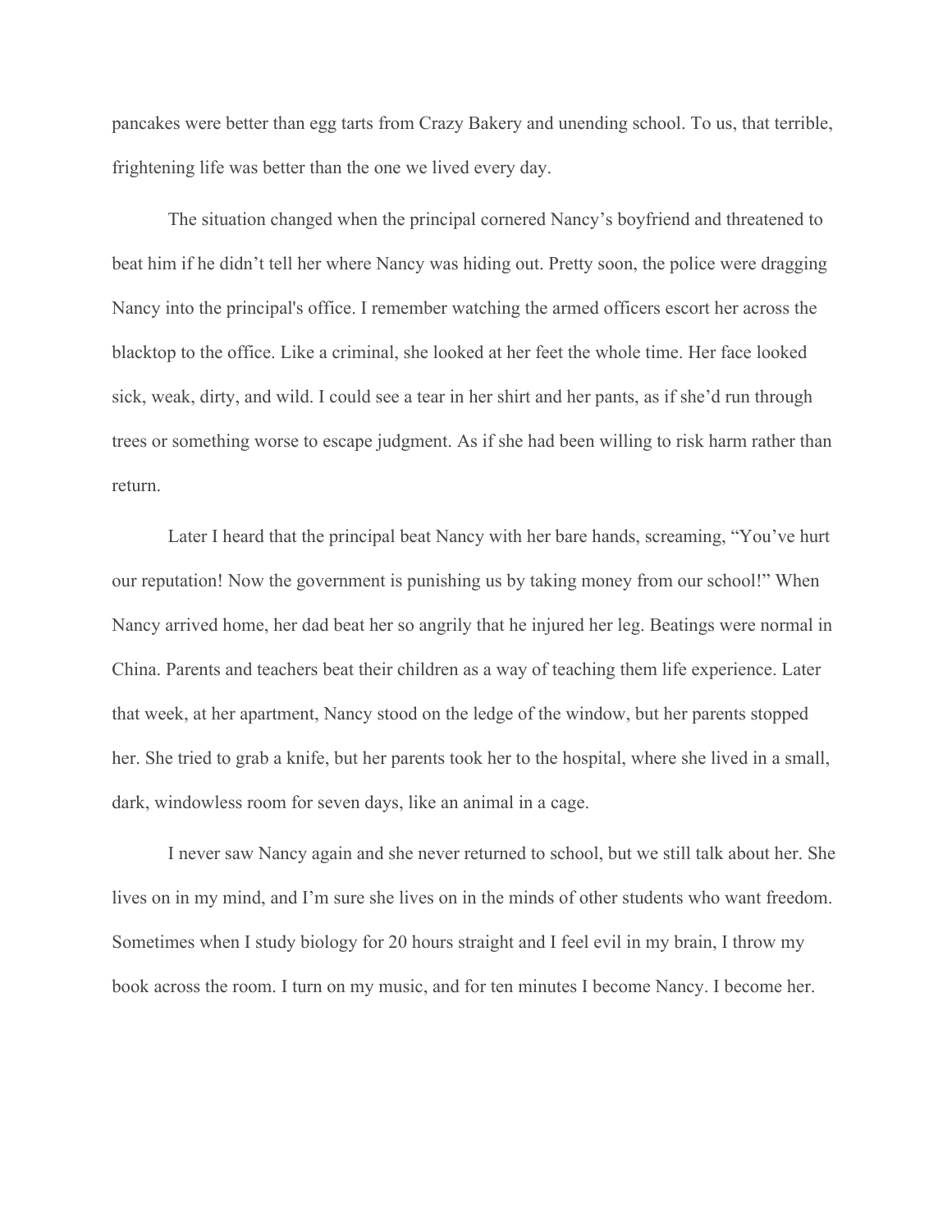pancakes were better than egg tarts from Crazy Bakery and unending school. To us, that terrible, frightening life was better than the one we lived every day.

The situation changed when the principal cornered Nancy's boyfriend and threatened to beat him if he didn't tell her where Nancy was hiding out. Pretty soon, the police were dragging Nancy into the principal's office. I remember watching the armed officers escort her across the blacktop to the office. Like a criminal, she looked at her feet the whole time. Her face looked sick, weak, dirty, and wild. I could see a tear in her shirt and her pants, as if she'd run through trees or something worse to escape judgment. As if she had been willing to risk harm rather than return.

Later I heard that the principal beat Nancy with her bare hands, screaming, "You've hurt our reputation! Now the government is punishing us by taking money from our school!" When Nancy arrived home, her dad beat her so angrily that he injured her leg. Beatings were normal in China. Parents and teachers beat their children as a way of teaching them life experience. Later that week, at her apartment, Nancy stood on the ledge of the window, but her parents stopped her. She tried to grab a knife, but her parents took her to the hospital, where she lived in a small, dark, windowless room for seven days, like an animal in a cage.

I never saw Nancy again and she never returned to school, but we still talk about her. She lives on in my mind, and I'm sure she lives on in the minds of other students who want freedom. Sometimes when I study biology for 20 hours straight and I feel evil in my brain, I throw my book across the room. I turn on my music, and for ten minutes I become Nancy. I become her.